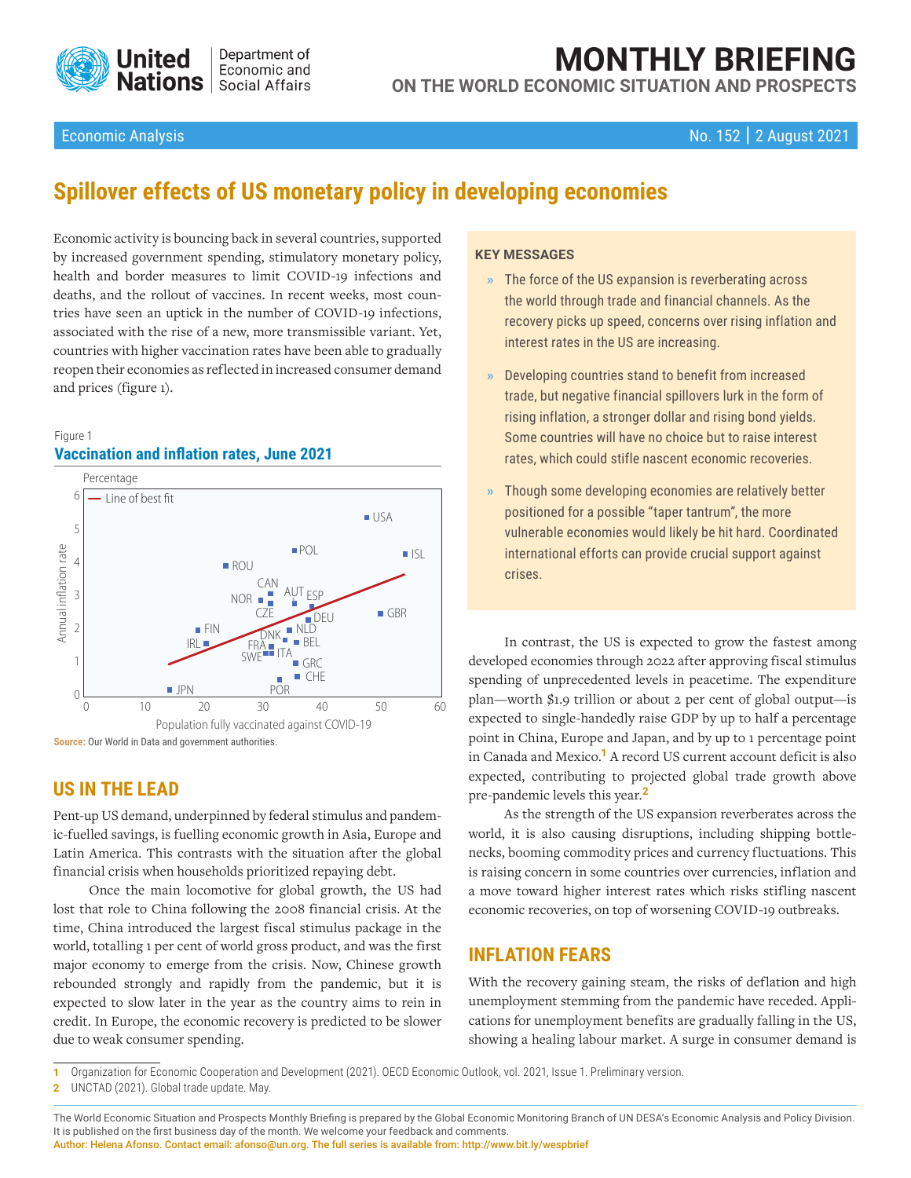# MONTHLY BRIEFING

## ON THE WORLD ECONOMIC SITUATION AND PROSPECTS

Economic Analysis

No. 152 | 2 August 2021

# Spillover effects of US monetary policy in developing economies

Economic activity is bouncing back in several countries, supported by increased government spending, stimulatory monetary policy, health and border measures to limit COVID-19 infections and deaths, and the rollout of vaccines. In recent weeks, most countries have seen an uptick in the number of COVID-19 infections, associated with the rise of a new, more transmissible variant. Yet, countries with higher vaccination rates have been able to gradually reopen their economies as reflected in increased consumer demand and prices (figure 1).

Figure 1

**Vaccination and inflation rates, June 2021**

Source: Our World in Data and government authorities.

**KEY MESSAGES**

- The force of the US expansion is reverberating across the world through trade and financial channels. As the recovery picks up speed, concerns over rising inflation and interest rates in the US are increasing.
- Developing countries stand to benefit from increased trade, but negative financial spillovers lurk in the form of rising inflation, a stronger dollar and rising bond yields. Some countries will have no choice but to raise interest rates, which could stifle nascent economic recoveries.
- Though some developing economies are relatively better positioned for a possible "taper tantrum", the more vulnerable economies would likely be hit hard. Coordinated international efforts can provide crucial support against crises.

## US IN THE LEAD

Pent-up US demand, underpinned by federal stimulus and pandemic-fuelled savings, is fuelling economic growth in Asia, Europe and Latin America. This contrasts with the situation after the global financial crisis when households prioritized repaying debt.

Once the main locomotive for global growth, the US had lost that role to China following the 2008 financial crisis. At the time, China introduced the largest fiscal stimulus package in the world, totalling 1 per cent of world gross product, and was the first major economy to emerge from the crisis. Now, Chinese growth rebounded strongly and rapidly from the pandemic, but it is expected to slow later in the year as the country aims to rein in credit. In Europe, the economic recovery is predicted to be slower due to weak consumer spending.

In contrast, the US is expected to grow the fastest among developed economies through 2022 after approving fiscal stimulus spending of unprecedented levels in peacetime. The expenditure plan—worth $1.9 trillion or about 2 per cent of global output—is expected to single-handedly raise GDP by up to half a percentage point in China, Europe and Japan, and by up to 1 percentage point in Canada and Mexico.[1] A record US current account deficit is also expected, contributing to projected global trade growth above pre-pandemic levels this year.[2]

As the strength of the US expansion reverberates across the world, it is also causing disruptions, including shipping bottlenecks, booming commodity prices and currency fluctuations. This is raising concern in some countries over currencies, inflation and a move toward higher interest rates which risks stifling nascent economic recoveries, on top of worsening COVID-19 outbreaks.

## INFLATION FEARS

With the recovery gaining steam, the risks of deflation and high unemployment stemming from the pandemic have receded. Applications for unemployment benefits are gradually falling in the US, showing a healing labour market. A surge in consumer demand is

1 Organization for Economic Cooperation and Development (2021). OECD Economic Outlook, vol. 2021, Issue 1. Preliminary version.

2 UNCTAD (2021). Global trade update. May.

The World Economic Situation and Prospects Monthly Briefing is prepared by the Global Economic Monitoring Branch of UN DESA's Economic Analysis and Policy Division. It is published on the first business day of the month. We welcome your feedback and comments.

Author: Helena Afonso. Contact email: afonso@un.org. The full series is available from: http://www.bit.ly/wespbrief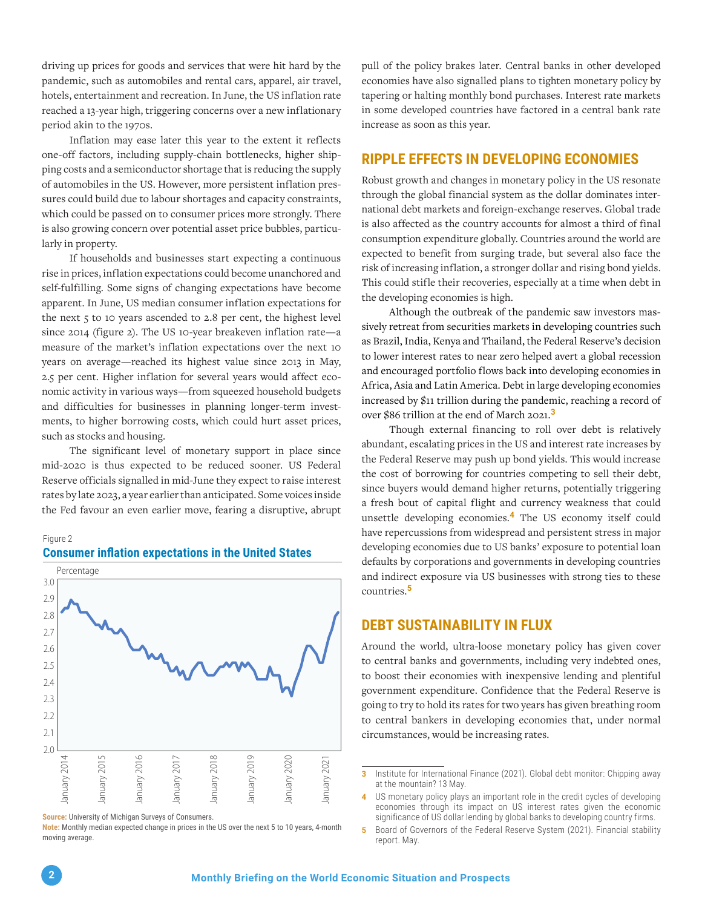driving up prices for goods and services that were hit hard by the pandemic, such as automobiles and rental cars, apparel, air travel, hotels, entertainment and recreation. In June, the US inflation rate reached a 13-year high, triggering concerns over a new inflationary period akin to the 1970s.

Inflation may ease later this year to the extent it reflects one-off factors, including supply-chain bottlenecks, higher shipping costs and a semiconductor shortage that is reducing the supply of automobiles in the US. However, more persistent inflation pressures could build due to labour shortages and capacity constraints, which could be passed on to consumer prices more strongly. There is also growing concern over potential asset price bubbles, particularly in property.

If households and businesses start expecting a continuous rise in prices, inflation expectations could become unanchored and self-fulfilling. Some signs of changing expectations have become apparent. In June, US median consumer inflation expectations for the next 5 to 10 years ascended to 2.8 per cent, the highest level since 2014 (figure 2). The US 10-year breakeven inflation rate—a measure of the market's inflation expectations over the next 10 years on average—reached its highest value since 2013 in May, 2.5 per cent. Higher inflation for several years would affect economic activity in various ways—from squeezed household budgets and difficulties for businesses in planning longer-term investments, to higher borrowing costs, which could hurt asset prices, such as stocks and housing.

The significant level of monetary support in place since mid-2020 is thus expected to be reduced sooner. US Federal Reserve officials signalled in mid-June they expect to raise interest rates by late 2023, a year earlier than anticipated. Some voices inside the Fed favour an even earlier move, fearing a disruptive, abrupt pull of the policy brakes later. Central banks in other developed economies have also signalled plans to tighten monetary policy by tapering or halting monthly bond purchases. Interest rate markets in some developed countries have factored in a central bank rate increase as soon as this year.

Figure 2

**Consumer inflation expectations in the United States**

**Source:** University of Michigan Surveys of Consumers.

**Note:** Monthly median expected change in prices in the US over the next 5 to 10 years, 4-month moving average.

## RIPPLE EFFECTS IN DEVELOPING ECONOMIES

Robust growth and changes in monetary policy in the US resonate through the global financial system as the dollar dominates international debt markets and foreign-exchange reserves. Global trade is also affected as the country accounts for almost a third of final consumption expenditure globally. Countries around the world are expected to benefit from surging trade, but several also face the risk of increasing inflation, a stronger dollar and rising bond yields. This could stifle their recoveries, especially at a time when debt in the developing economies is high.

Although the outbreak of the pandemic saw investors massively retreat from securities markets in developing countries such as Brazil, India, Kenya and Thailand, the Federal Reserve's decision to lower interest rates to near zero helped avert a global recession and encouraged portfolio flows back into developing economies in Africa, Asia and Latin America. Debt in large developing economies increased by $11 trillion during the pandemic, reaching a record of over $86 trillion at the end of March 2021.[3]

Though external financing to roll over debt is relatively abundant, escalating prices in the US and interest rate increases by the Federal Reserve may push up bond yields. This would increase the cost of borrowing for countries competing to sell their debt, since buyers would demand higher returns, potentially triggering a fresh bout of capital flight and currency weakness that could unsettle developing economies.[4] The US economy itself could have repercussions from widespread and persistent stress in major developing economies due to US banks' exposure to potential loan defaults by corporations and governments in developing countries and indirect exposure via US businesses with strong ties to these countries.[5]

## DEBT SUSTAINABILITY IN FLUX

Around the world, ultra-loose monetary policy has given cover to central banks and governments, including very indebted ones, to boost their economies with inexpensive lending and plentiful government expenditure. Confidence that the Federal Reserve is going to try to hold its rates for two years has given breathing room to central bankers in developing economies that, under normal circumstances, would be increasing rates.

---

3 Institute for International Finance (2021). Global debt monitor: Chipping away at the mountain? 13 May.

4 US monetary policy plays an important role in the credit cycles of developing economies through its impact on US interest rates given the economic significance of US dollar lending by global banks to developing country firms.

5 Board of Governors of the Federal Reserve System (2021). Financial stability report. May.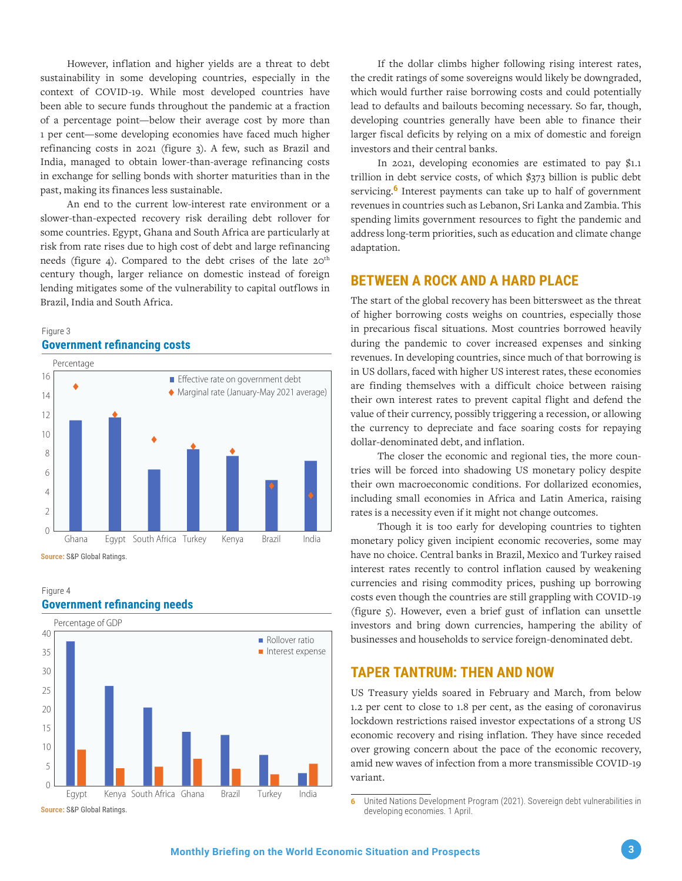However, inflation and higher yields are a threat to debt sustainability in some developing countries, especially in the context of COVID-19. While most developed countries have been able to secure funds throughout the pandemic at a fraction of a percentage point—below their average cost by more than 1 per cent—some developing economies have faced much higher refinancing costs in 2021 (figure 3). A few, such as Brazil and India, managed to obtain lower-than-average refinancing costs in exchange for selling bonds with shorter maturities than in the past, making its finances less sustainable.

An end to the current low-interest rate environment or a slower-than-expected recovery risk derailing debt rollover for some countries. Egypt, Ghana and South Africa are particularly at risk from rate rises due to high cost of debt and large refinancing needs (figure 4). Compared to the debt crises of the late 20th century though, larger reliance on domestic instead of foreign lending mitigates some of the vulnerability to capital outflows in Brazil, India and South Africa.

Figure 3

**Government refinancing costs**

Source: S&P Global Ratings.

Figure 4

**Government refinancing needs**

Source: S&P Global Ratings.

If the dollar climbs higher following rising interest rates, the credit ratings of some sovereigns would likely be downgraded, which would further raise borrowing costs and could potentially lead to defaults and bailouts becoming necessary. So far, though, developing countries generally have been able to finance their larger fiscal deficits by relying on a mix of domestic and foreign investors and their central banks.

In 2021, developing economies are estimated to pay $1.1 trillion in debt service costs, of which $373 billion is public debt servicing.[6] Interest payments can take up to half of government revenues in countries such as Lebanon, Sri Lanka and Zambia. This spending limits government resources to fight the pandemic and address long-term priorities, such as education and climate change adaptation.

## BETWEEN A ROCK AND A HARD PLACE

The start of the global recovery has been bittersweet as the threat of higher borrowing costs weighs on countries, especially those in precarious fiscal situations. Most countries borrowed heavily during the pandemic to cover increased expenses and sinking revenues. In developing countries, since much of that borrowing is in US dollars, faced with higher US interest rates, these economies are finding themselves with a difficult choice between raising their own interest rates to prevent capital flight and defend the value of their currency, possibly triggering a recession, or allowing the currency to depreciate and face soaring costs for repaying dollar-denominated debt, and inflation.

The closer the economic and regional ties, the more countries will be forced into shadowing US monetary policy despite their own macroeconomic conditions. For dollarized economies, including small economies in Africa and Latin America, raising rates is a necessity even if it might not change outcomes.

Though it is too early for developing countries to tighten monetary policy given incipient economic recoveries, some may have no choice. Central banks in Brazil, Mexico and Turkey raised interest rates recently to control inflation caused by weakening currencies and rising commodity prices, pushing up borrowing costs even though the countries are still grappling with COVID-19 (figure 5). However, even a brief gust of inflation can unsettle investors and bring down currencies, hampering the ability of businesses and households to service foreign-denominated debt.

## TAPER TANTRUM: THEN AND NOW

US Treasury yields soared in February and March, from below 1.2 per cent to close to 1.8 per cent, as the easing of coronavirus lockdown restrictions raised investor expectations of a strong US economic recovery and rising inflation. They have since receded over growing concern about the pace of the economic recovery, amid new waves of infection from a more transmissible COVID-19 variant.

---

6 United Nations Development Program (2021). Sovereign debt vulnerabilities in developing economies. 1 April.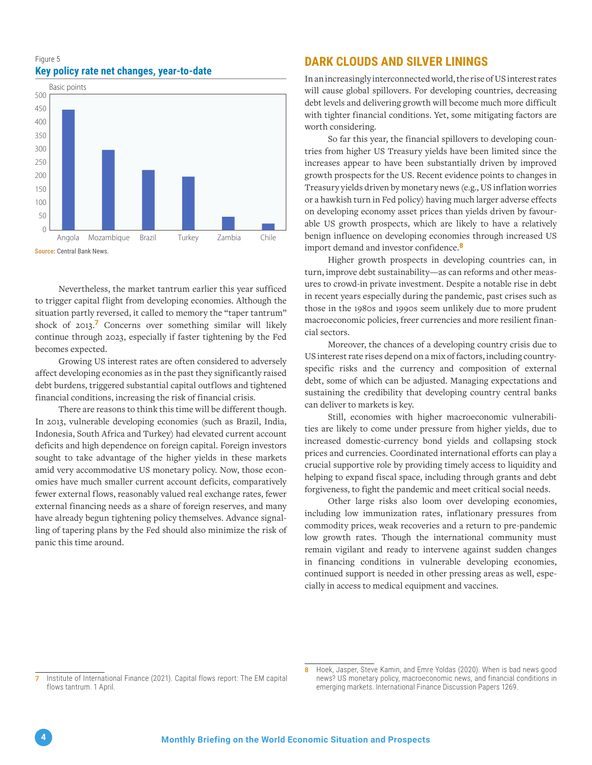Figure 5

**Key policy rate net changes, year-to-date**

Basic points

500
450
400
350
300
250
200
150
100
50
0

Angola
Mozambique
Brazil
Turkey
Zambia
Chile

**Source:** Central Bank News.

Nevertheless, the market tantrum earlier this year sufficed to trigger capital flight from developing economies. Although the situation partly reversed, it called to memory the "taper tantrum" shock of 2013.[7] Concerns over something similar will likely continue through 2023, especially if faster tightening by the Fed becomes expected.

Growing US interest rates are often considered to adversely affect developing economies as in the past they significantly raised debt burdens, triggered substantial capital outflows and tightened financial conditions, increasing the risk of financial crisis.

There are reasons to think this time will be different though. In 2013, vulnerable developing economies (such as Brazil, India, Indonesia, South Africa and Turkey) had elevated current account deficits and high dependence on foreign capital. Foreign investors sought to take advantage of the higher yields in these markets amid very accommodative US monetary policy. Now, those economies have much smaller current account deficits, comparatively fewer external flows, reasonably valued real exchange rates, fewer external financing needs as a share of foreign reserves, and many have already begun tightening policy themselves. Advance signalling of tapering plans by the Fed should also minimize the risk of panic this time around.

## DARK CLOUDS AND SILVER LININGS

In an increasingly interconnected world, the rise of US interest rates will cause global spillovers. For developing countries, decreasing debt levels and delivering growth will become much more difficult with tighter financial conditions. Yet, some mitigating factors are worth considering.

So far this year, the financial spillovers to developing countries from higher US Treasury yields have been limited since the increases appear to have been substantially driven by improved growth prospects for the US. Recent evidence points to changes in Treasury yields driven by monetary news (e.g., US inflation worries or a hawkish turn in Fed policy) having much larger adverse effects on developing economy asset prices than yields driven by favourable US growth prospects, which are likely to have a relatively benign influence on developing economies through increased US import demand and investor confidence.[8]

Higher growth prospects in developing countries can, in turn, improve debt sustainability—as can reforms and other measures to crowd-in private investment. Despite a notable rise in debt in recent years especially during the pandemic, past crises such as those in the 1980s and 1990s seem unlikely due to more prudent macroeconomic policies, freer currencies and more resilient financial sectors.

Moreover, the chances of a developing country crisis due to US interest rate rises depend on a mix of factors, including country-specific risks and the currency and composition of external debt, some of which can be adjusted. Managing expectations and sustaining the credibility that developing country central banks can deliver to markets is key.

Still, economies with higher macroeconomic vulnerabilities are likely to come under pressure from higher yields, due to increased domestic-currency bond yields and collapsing stock prices and currencies. Coordinated international efforts can play a crucial supportive role by providing timely access to liquidity and helping to expand fiscal space, including through grants and debt forgiveness, to fight the pandemic and meet critical social needs.

Other large risks also loom over developing economies, including low immunization rates, inflationary pressures from commodity prices, weak recoveries and a return to pre-pandemic low growth rates. Though the international community must remain vigilant and ready to intervene against sudden changes in financing conditions in vulnerable developing economies, continued support is needed in other pressing areas as well, especially in access to medical equipment and vaccines.

---

7 Institute of International Finance (2021). Capital flows report: The EM capital flows tantrum. 1 April.

8 Hoek, Jasper, Steve Kamin, and Emre Yoldas (2020). When is bad news good news? US monetary policy, macroeconomic news, and financial conditions in emerging markets. International Finance Discussion Papers 1269.